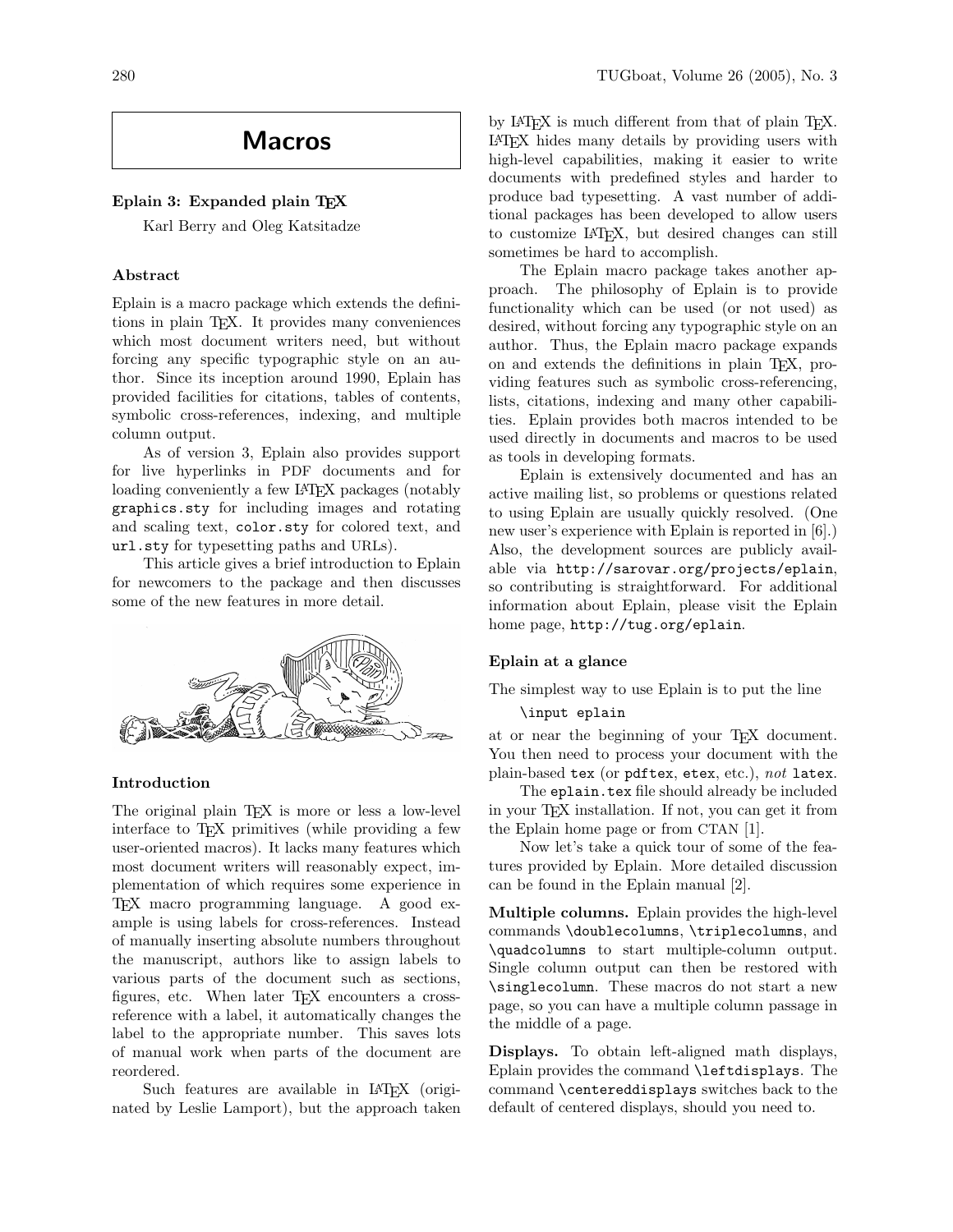# Macros

## Eplain 3: Expanded plain TeX

Karl Berry and Oleg Katsitadze

### Abstract

Eplain is a macro package which extends the definitions in plain TeX. It provides many conveniences which most document writers need, but without forcing any specific typographic style on an author. Since its inception around 1990, Eplain has provided facilities for citations, tables of contents, symbolic cross-references, indexing, and multiple column output.

As of version 3, Eplain also provides support for live hyperlinks in PDF documents and for loading conveniently a few LaTeX packages (notably `graphics.sty` for including images and rotating and scaling text, `color.sty` for colored text, and `url.sty` for typesetting paths and URLs).

This article gives a brief introduction to Eplain for newcomers to the package and then discusses some of the new features in more detail.

### Introduction

The original plain TeX is more or less a low-level interface to TeX primitives (while providing a few user-oriented macros). It lacks many features which most document writers will reasonably expect, implementation of which requires some experience in TeX macro programming language. A good example is using labels for cross-references. Instead of manually inserting absolute numbers throughout the manuscript, authors like to assign labels to various parts of the document such as sections, figures, etc. When later TeX encounters a cross-reference with a label, it automatically changes the label to the appropriate number. This saves lots of manual work when parts of the document are reordered.

Such features are available in LaTeX (originated by Leslie Lamport), but the approach taken by LaTeX is much different from that of plain TeX. LaTeX hides many details by providing users with high-level capabilities, making it easier to write documents with predefined styles and harder to produce bad typesetting. A vast number of additional packages has been developed to allow users to customize LaTeX, but desired changes can still sometimes be hard to accomplish.

The Eplain macro package takes another approach. The philosophy of Eplain is to provide functionality which can be used (or not used) as desired, without forcing any typographic style on an author. Thus, the Eplain macro package expands on and extends the definitions in plain TeX, providing features such as symbolic cross-referencing, lists, citations, indexing and many other capabilities. Eplain provides both macros intended to be used directly in documents and macros to be used as tools in developing formats.

Eplain is extensively documented and has an active mailing list, so problems or questions related to using Eplain are usually quickly resolved. (One new user's experience with Eplain is reported in [6].) Also, the development sources are publicly available via `http://sarovar.org/projects/eplain`, so contributing is straightforward. For additional information about Eplain, please visit the Eplain home page, `http://tug.org/eplain`.

### Eplain at a glance

The simplest way to use Eplain is to put the line

```
\input eplain
```

at or near the beginning of your TeX document. You then need to process your document with the plain-based `tex` (or `pdftex`, `etex`, etc.), *not* `latex`.

The `eplain.tex` file should already be included in your TeX installation. If not, you can get it from the Eplain home page or from CTAN [1].

Now let's take a quick tour of some of the features provided by Eplain. More detailed discussion can be found in the Eplain manual [2].

**Multiple columns.** Eplain provides the high-level commands `\doublecolumns`, `\triplecolumns`, and `\quadcolumns` to start multiple-column output. Single column output can then be restored with `\singlecolumn`. These macros do not start a new page, so you can have a multiple column passage in the middle of a page.

**Displays.** To obtain left-aligned math displays, Eplain provides the command `\leftdisplays`. The command `\centereddisplays` switches back to the default of centered displays, should you need to.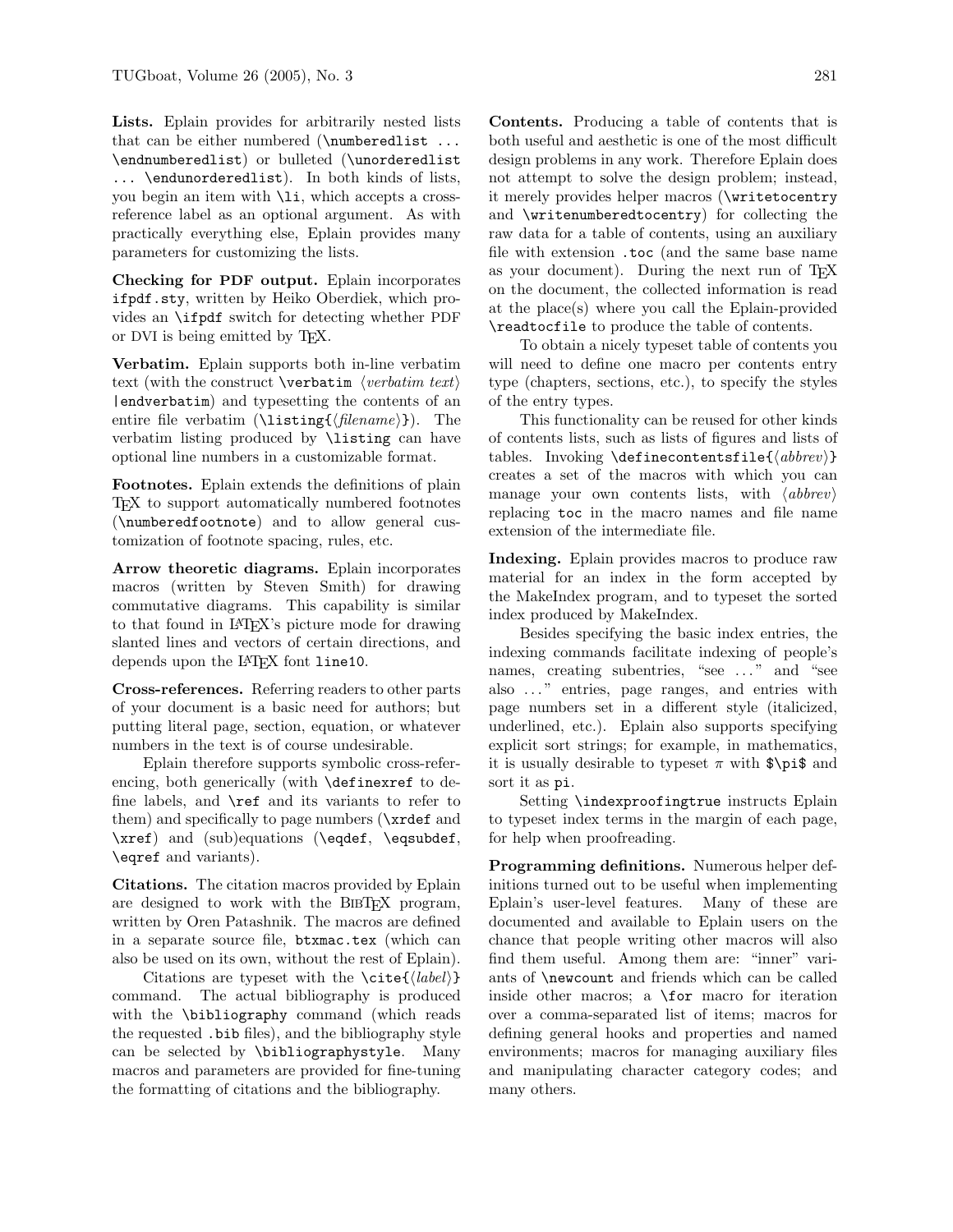**Lists.** Eplain provides for arbitrarily nested lists that can be either numbered (`\numberedlist ... \endnumberedlist`) or bulleted (`\unorderedlist ... \endunorderedlist`). In both kinds of lists, you begin an item with `\li`, which accepts a cross-reference label as an optional argument. As with practically everything else, Eplain provides many parameters for customizing the lists.

**Checking for PDF output.** Eplain incorporates `ifpdf.sty`, written by Heiko Oberdiek, which provides an `\ifpdf` switch for detecting whether PDF or DVI is being emitted by TeX.

**Verbatim.** Eplain supports both in-line verbatim text (with the construct `\verbatim` ⟨*verbatim text*⟩ `|endverbatim`) and typesetting the contents of an entire file verbatim (`\listing{`⟨*filename*⟩`}`). The verbatim listing produced by `\listing` can have optional line numbers in a customizable format.

**Footnotes.** Eplain extends the definitions of plain TeX to support automatically numbered footnotes (`\numberedfootnote`) and to allow general customization of footnote spacing, rules, etc.

**Arrow theoretic diagrams.** Eplain incorporates macros (written by Steven Smith) for drawing commutative diagrams. This capability is similar to that found in LaTeX's picture mode for drawing slanted lines and vectors of certain directions, and depends upon the LaTeX font `line10`.

**Cross-references.** Referring readers to other parts of your document is a basic need for authors; but putting literal page, section, equation, or whatever numbers in the text is of course undesirable.

Eplain therefore supports symbolic cross-referencing, both generically (with `\definexref` to define labels, and `\ref` and its variants to refer to them) and specifically to page numbers (`\xrdef` and `\xref`) and (sub)equations (`\eqdef`, `\eqsubdef`, `\eqref` and variants).

**Citations.** The citation macros provided by Eplain are designed to work with the BibTeX program, written by Oren Patashnik. The macros are defined in a separate source file, `btxmac.tex` (which can also be used on its own, without the rest of Eplain).

Citations are typeset with the `\cite{`⟨*label*⟩`}` command. The actual bibliography is produced with the `\bibliography` command (which reads the requested `.bib` files), and the bibliography style can be selected by `\bibliographystyle`. Many macros and parameters are provided for fine-tuning the formatting of citations and the bibliography.

**Contents.** Producing a table of contents that is both useful and aesthetic is one of the most difficult design problems in any work. Therefore Eplain does not attempt to solve the design problem; instead, it merely provides helper macros (`\writetocentry` and `\writenumberedtocentry`) for collecting the raw data for a table of contents, using an auxiliary file with extension `.toc` (and the same base name as your document). During the next run of TeX on the document, the collected information is read at the place(s) where you call the Eplain-provided `\readtocfile` to produce the table of contents.

To obtain a nicely typeset table of contents you will need to define one macro per contents entry type (chapters, sections, etc.), to specify the styles of the entry types.

This functionality can be reused for other kinds of contents lists, such as lists of figures and lists of tables. Invoking `\definecontentsfile{`⟨*abbrev*⟩`}` creates a set of the macros with which you can manage your own contents lists, with ⟨*abbrev*⟩ replacing `toc` in the macro names and file name extension of the intermediate file.

**Indexing.** Eplain provides macros to produce raw material for an index in the form accepted by the MakeIndex program, and to typeset the sorted index produced by MakeIndex.

Besides specifying the basic index entries, the indexing commands facilitate indexing of people's names, creating subentries, "see ..." and "see also ..." entries, page ranges, and entries with page numbers set in a different style (italicized, underlined, etc.). Eplain also supports specifying explicit sort strings; for example, in mathematics, it is usually desirable to typeset $\pi$ with `$\pi$` and sort it as `pi`.

Setting `\indexproofingtrue` instructs Eplain to typeset index terms in the margin of each page, for help when proofreading.

**Programming definitions.** Numerous helper definitions turned out to be useful when implementing Eplain's user-level features. Many of these are documented and available to Eplain users on the chance that people writing other macros will also find them useful. Among them are: "inner" variants of `\newcount` and friends which can be called inside other macros; a `\for` macro for iteration over a comma-separated list of items; macros for defining general hooks and properties and named environments; macros for managing auxiliary files and manipulating character category codes; and many others.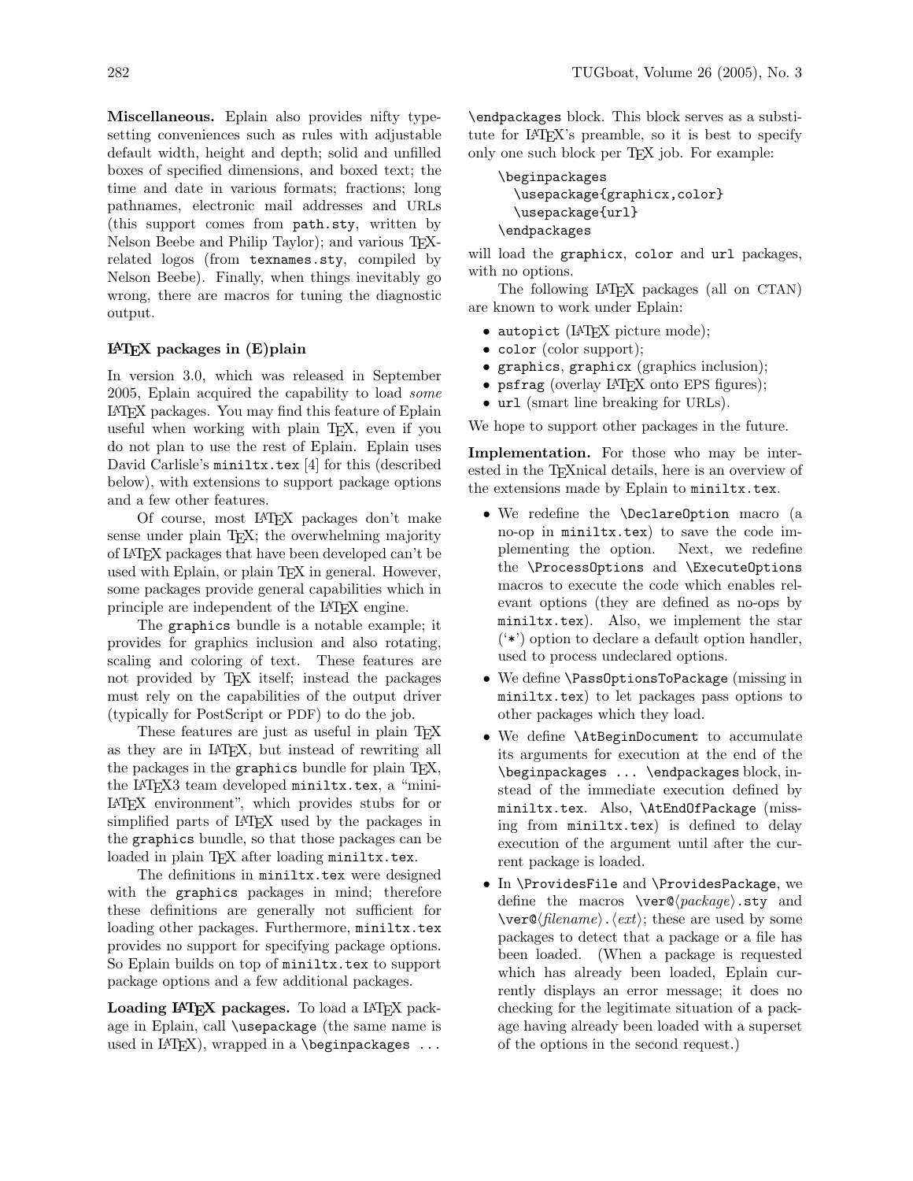**Miscellaneous.** Eplain also provides nifty typesetting conveniences such as rules with adjustable default width, height and depth; solid and unfilled boxes of specified dimensions, and boxed text; the time and date in various formats; fractions; long pathnames, electronic mail addresses and URLs (this support comes from `path.sty`, written by Nelson Beebe and Philip Taylor); and various TeX-related logos (from `texnames.sty`, compiled by Nelson Beebe). Finally, when things inevitably go wrong, there are macros for tuning the diagnostic output.

## LaTeX packages in (E)plain

In version 3.0, which was released in September 2005, Eplain acquired the capability to load *some* LaTeX packages. You may find this feature of Eplain useful when working with plain TeX, even if you do not plan to use the rest of Eplain. Eplain uses David Carlisle's `miniltx.tex` [4] for this (described below), with extensions to support package options and a few other features.

Of course, most LaTeX packages don't make sense under plain TeX; the overwhelming majority of LaTeX packages that have been developed can't be used with Eplain, or plain TeX in general. However, some packages provide general capabilities which in principle are independent of the LaTeX engine.

The `graphics` bundle is a notable example; it provides for graphics inclusion and also rotating, scaling and coloring of text. These features are not provided by TeX itself; instead the packages must rely on the capabilities of the output driver (typically for PostScript or PDF) to do the job.

These features are just as useful in plain TeX as they are in LaTeX, but instead of rewriting all the packages in the `graphics` bundle for plain TeX, the LaTeX3 team developed `miniltx.tex`, a "mini-LaTeX environment", which provides stubs for or simplified parts of LaTeX used by the packages in the `graphics` bundle, so that those packages can be loaded in plain TeX after loading `miniltx.tex`.

The definitions in `miniltx.tex` were designed with the `graphics` packages in mind; therefore these definitions are generally not sufficient for loading other packages. Furthermore, `miniltx.tex` provides no support for specifying package options. So Eplain builds on top of `miniltx.tex` to support package options and a few additional packages.

**Loading LaTeX packages.** To load a LaTeX package in Eplain, call `\usepackage` (the same name is used in LaTeX), wrapped in a `\beginpackages ... \endpackages` block. This block serves as a substitute for LaTeX's preamble, so it is best to specify only one such block per TeX job. For example:

```
\beginpackages
  \usepackage{graphicx,color}
  \usepackage{url}
\endpackages
```

will load the `graphicx`, `color` and `url` packages, with no options.

The following LaTeX packages (all on CTAN) are known to work under Eplain:

- `autopict` (LaTeX picture mode);
- `color` (color support);
- `graphics`, `graphicx` (graphics inclusion);
- `psfrag` (overlay LaTeX onto EPS figures);
- `url` (smart line breaking for URLs).

We hope to support other packages in the future.

**Implementation.** For those who may be interested in the TeXnical details, here is an overview of the extensions made by Eplain to `miniltx.tex`.

- We redefine the `\DeclareOption` macro (a no-op in `miniltx.tex`) to save the code implementing the option. Next, we redefine the `\ProcessOptions` and `\ExecuteOptions` macros to execute the code which enables relevant options (they are defined as no-ops by `miniltx.tex`). Also, we implement the star ('`*`') option to declare a default option handler, used to process undeclared options.
- We define `\PassOptionsToPackage` (missing in `miniltx.tex`) to let packages pass options to other packages which they load.
- We define `\AtBeginDocument` to accumulate its arguments for execution at the end of the `\beginpackages ... \endpackages` block, instead of the immediate execution defined by `miniltx.tex`. Also, `\AtEndOfPackage` (missing from `miniltx.tex`) is defined to delay execution of the argument until after the current package is loaded.
- In `\ProvidesFile` and `\ProvidesPackage`, we define the macros `\ver@`⟨*package*⟩`.sty` and `\ver@`⟨*filename*⟩`.`⟨*ext*⟩; these are used by some packages to detect that a package or a file has been loaded. (When a package is requested which has already been loaded, Eplain currently displays an error message; it does no checking for the legitimate situation of a package having already been loaded with a superset of the options in the second request.)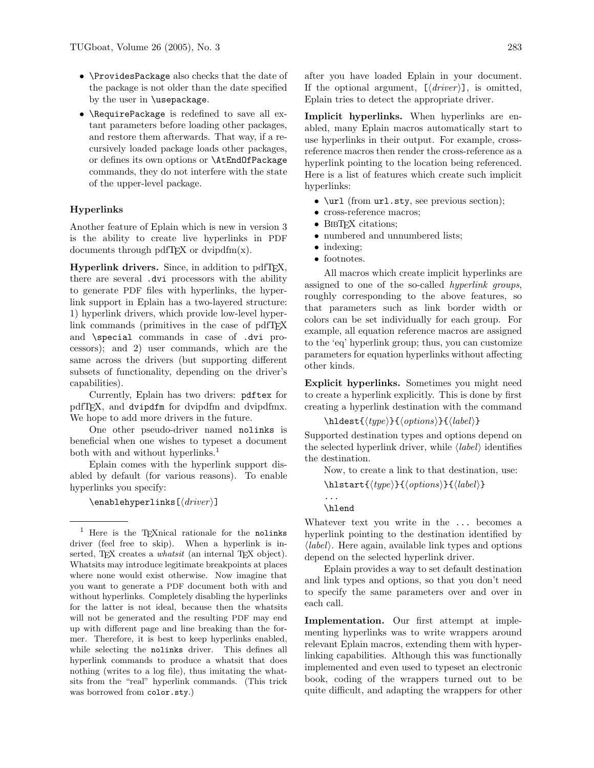- `\ProvidesPackage` also checks that the date of the package is not older than the date specified by the user in `\usepackage`.
- `\RequirePackage` is redefined to save all extant parameters before loading other packages, and restore them afterwards. That way, if a recursively loaded package loads other packages, or defines its own options or `\AtEndOfPackage` commands, they do not interfere with the state of the upper-level package.

### Hyperlinks

Another feature of Eplain which is new in version 3 is the ability to create live hyperlinks in PDF documents through pdfTEX or dvipdfm(x).

**Hyperlink drivers.** Since, in addition to pdfTEX, there are several `.dvi` processors with the ability to generate PDF files with hyperlinks, the hyperlink support in Eplain has a two-layered structure: 1) hyperlink drivers, which provide low-level hyperlink commands (primitives in the case of pdfTEX and `\special` commands in case of `.dvi` processors); and 2) user commands, which are the same across the drivers (but supporting different subsets of functionality, depending on the driver's capabilities).

Currently, Eplain has two drivers: `pdftex` for pdfTEX, and `dvipdfm` for dvipdfm and dvipdfmx. We hope to add more drivers in the future.

One other pseudo-driver named `nolinks` is beneficial when one wishes to typeset a document both with and without hyperlinks.[1]

Eplain comes with the hyperlink support disabled by default (for various reasons). To enable hyperlinks you specify:

`\enablehyperlinks[`⟨*driver*⟩`]`

after you have loaded Eplain in your document. If the optional argument, `[`⟨*driver*⟩`]`, is omitted, Eplain tries to detect the appropriate driver.

**Implicit hyperlinks.** When hyperlinks are enabled, many Eplain macros automatically start to use hyperlinks in their output. For example, cross-reference macros then render the cross-reference as a hyperlink pointing to the location being referenced. Here is a list of features which create such implicit hyperlinks:

- `\url` (from `url.sty`, see previous section);
- cross-reference macros;
- BibTEX citations;
- numbered and unnumbered lists;
- indexing;
- footnotes.

All macros which create implicit hyperlinks are assigned to one of the so-called *hyperlink groups*, roughly corresponding to the above features, so that parameters such as link border width or colors can be set individually for each group. For example, all equation reference macros are assigned to the 'eq' hyperlink group; thus, you can customize parameters for equation hyperlinks without affecting other kinds.

**Explicit hyperlinks.** Sometimes you might need to create a hyperlink explicitly. This is done by first creating a hyperlink destination with the command

`\hldest{`⟨*type*⟩`}{`⟨*options*⟩`}{`⟨*label*⟩`}`

Supported destination types and options depend on the selected hyperlink driver, while ⟨*label*⟩ identifies the destination.

Now, to create a link to that destination, use:

`\hlstart{`⟨*type*⟩`}{`⟨*options*⟩`}{`⟨*label*⟩`}`
`...`
`\hlend`

Whatever text you write in the `...` becomes a hyperlink pointing to the destination identified by ⟨*label*⟩. Here again, available link types and options depend on the selected hyperlink driver.

Eplain provides a way to set default destination and link types and options, so that you don't need to specify the same parameters over and over in each call.

**Implementation.** Our first attempt at implementing hyperlinks was to write wrappers around relevant Eplain macros, extending them with hyperlinking capabilities. Although this was functionally implemented and even used to typeset an electronic book, coding of the wrappers turned out to be quite difficult, and adapting the wrappers for other

---

[1] Here is the TEXnical rationale for the `nolinks` driver (feel free to skip). When a hyperlink is inserted, TEX creates a *whatsit* (an internal TEX object). Whatsits may introduce legitimate breakpoints at places where none would exist otherwise. Now imagine that you want to generate a PDF document both with and without hyperlinks. Completely disabling the hyperlinks for the latter is not ideal, because then the whatsits will not be generated and the resulting PDF may end up with different page and line breaking than the former. Therefore, it is best to keep hyperlinks enabled, while selecting the `nolinks` driver. This defines all hyperlink commands to produce a whatsit that does nothing (writes to a log file), thus imitating the whatsits from the "real" hyperlink commands. (This trick was borrowed from `color.sty`.)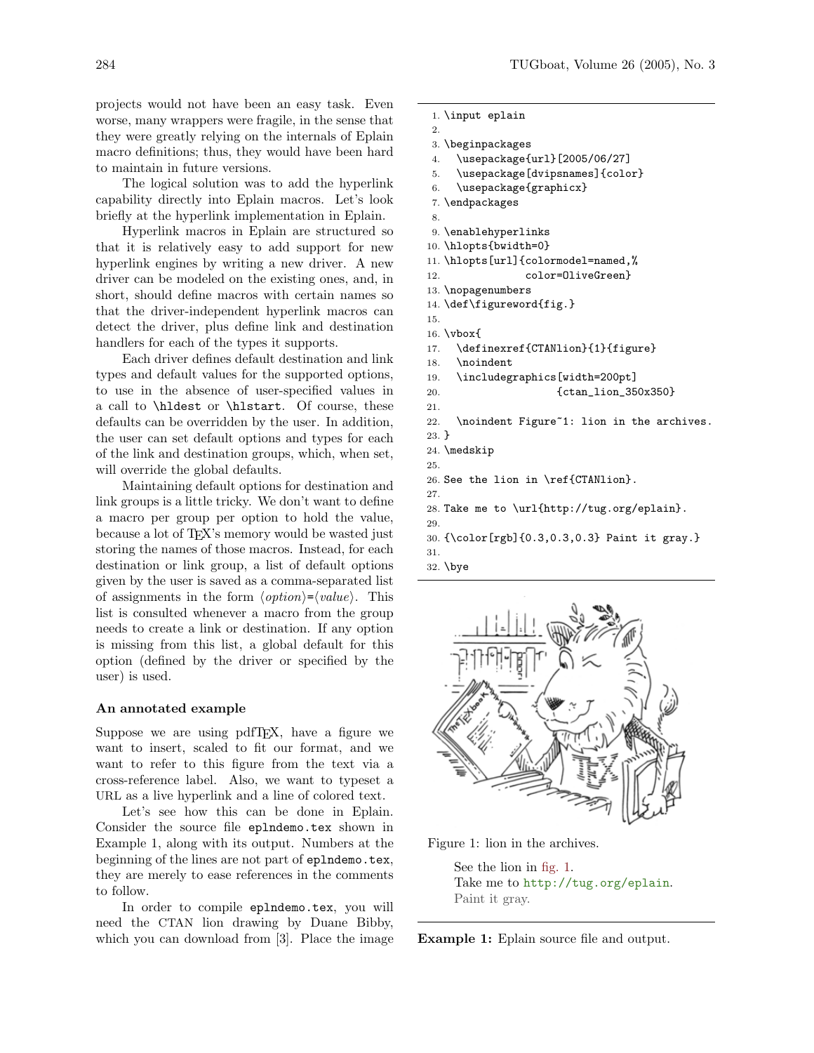projects would not have been an easy task. Even worse, many wrappers were fragile, in the sense that they were greatly relying on the internals of Eplain macro definitions; thus, they would have been hard to maintain in future versions.

The logical solution was to add the hyperlink capability directly into Eplain macros. Let's look briefly at the hyperlink implementation in Eplain.

Hyperlink macros in Eplain are structured so that it is relatively easy to add support for new hyperlink engines by writing a new driver. A new driver can be modeled on the existing ones, and, in short, should define macros with certain names so that the driver-independent hyperlink macros can detect the driver, plus define link and destination handlers for each of the types it supports.

Each driver defines default destination and link types and default values for the supported options, to use in the absence of user-specified values in a call to `\hldest` or `\hlstart`. Of course, these defaults can be overridden by the user. In addition, the user can set default options and types for each of the link and destination groups, which, when set, will override the global defaults.

Maintaining default options for destination and link groups is a little tricky. We don't want to define a macro per group per option to hold the value, because a lot of TeX's memory would be wasted just storing the names of those macros. Instead, for each destination or link group, a list of default options given by the user is saved as a comma-separated list of assignments in the form ⟨*option*⟩=⟨*value*⟩. This list is consulted whenever a macro from the group needs to create a link or destination. If any option is missing from this list, a global default for this option (defined by the driver or specified by the user) is used.

### An annotated example

Suppose we are using pdfTeX, have a figure we want to insert, scaled to fit our format, and we want to refer to this figure from the text via a cross-reference label. Also, we want to typeset a URL as a live hyperlink and a line of colored text.

Let's see how this can be done in Eplain. Consider the source file `eplndemo.tex` shown in Example 1, along with its output. Numbers at the beginning of the lines are not part of `eplndemo.tex`, they are merely to ease references in the comments to follow.

In order to compile `eplndemo.tex`, you will need the CTAN lion drawing by Duane Bibby, which you can download from [3]. Place the image

```
1. \input eplain
2.
3. \beginpackages
4.   \usepackage{url}[2005/06/27]
5.   \usepackage[dvipsnames]{color}
6.   \usepackage{graphicx}
7. \endpackages
8.
9. \enablehyperlinks
10. \hlopts{bwidth=0}
11. \hlopts[url]{colormodel=named,%
12.              color=OliveGreen}
13. \nopagenumbers
14. \def\figureword{fig.}
15.
16. \vbox{
17.   \definexref{CTANlion}{1}{figure}
18.   \noindent
19.   \includegraphics[width=200pt]
20.                   {ctan_lion_350x350}
21.
22.   \noindent Figure~1: lion in the archives.
23. }
24. \medskip
25.
26. See the lion in \ref{CTANlion}.
27.
28. Take me to \url{http://tug.org/eplain}.
29.
30. {\color[rgb]{0.3,0.3,0.3} Paint it gray.}
31.
32. \bye
```

Figure 1: lion in the archives.

See the lion in fig. 1.
Take me to `http://tug.org/eplain`.
Paint it gray.

**Example 1:** Eplain source file and output.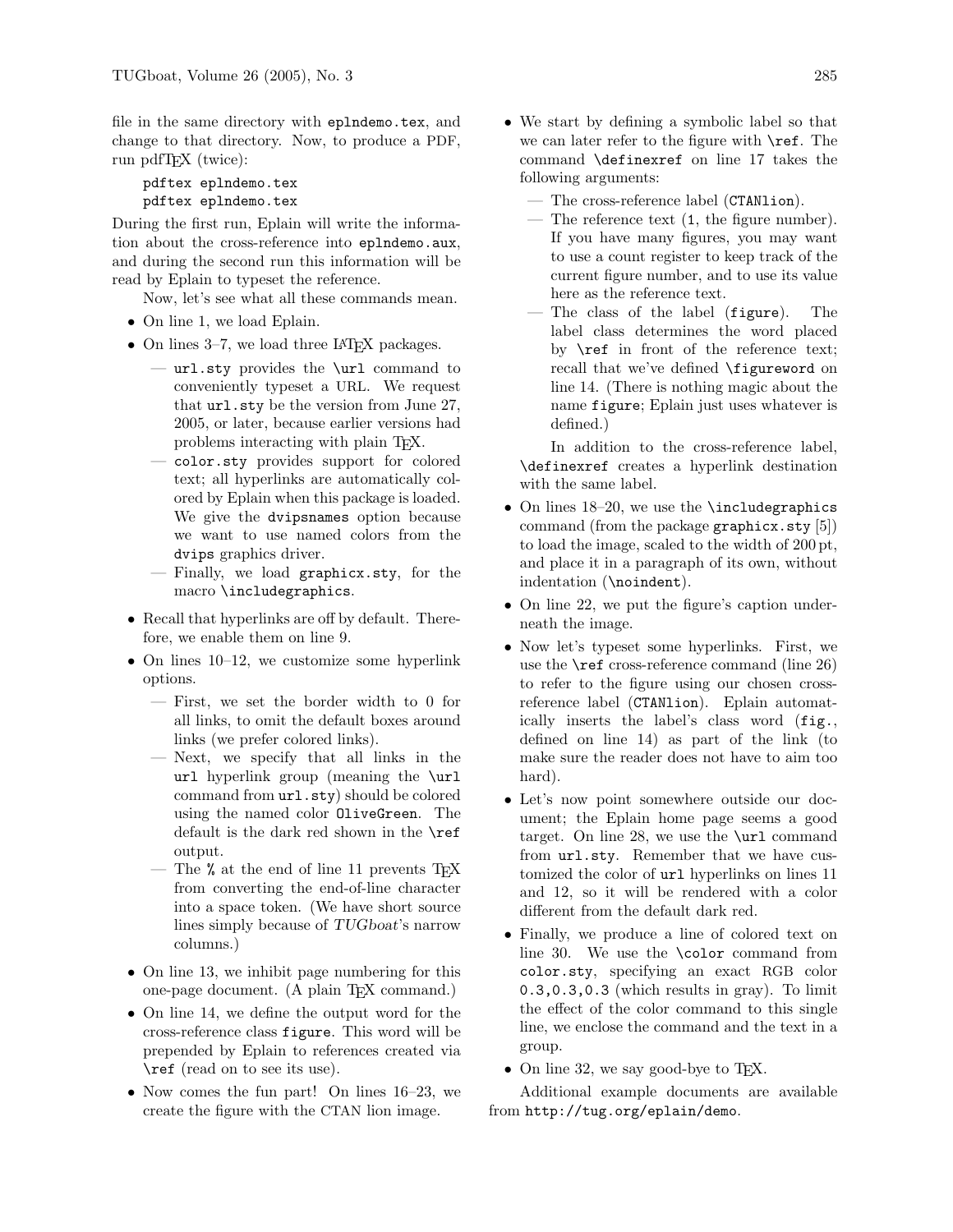file in the same directory with `eplndemo.tex`, and change to that directory. Now, to produce a PDF, run pdfTeX (twice):

```
pdftex eplndemo.tex
pdftex eplndemo.tex
```

During the first run, Eplain will write the information about the cross-reference into `eplndemo.aux`, and during the second run this information will be read by Eplain to typeset the reference.

Now, let's see what all these commands mean.

- On line 1, we load Eplain.
- On lines 3–7, we load three LaTeX packages.
  - — `url.sty` provides the `\url` command to conveniently typeset a URL. We request that `url.sty` be the version from June 27, 2005, or later, because earlier versions had problems interacting with plain TeX.
  - — `color.sty` provides support for colored text; all hyperlinks are automatically colored by Eplain when this package is loaded. We give the `dvipsnames` option because we want to use named colors from the `dvips` graphics driver.
  - — Finally, we load `graphicx.sty`, for the macro `\includegraphics`.
- Recall that hyperlinks are off by default. Therefore, we enable them on line 9.
- On lines 10–12, we customize some hyperlink options.
  - — First, we set the border width to 0 for all links, to omit the default boxes around links (we prefer colored links).
  - — Next, we specify that all links in the `url` hyperlink group (meaning the `\url` command from `url.sty`) should be colored using the named color `OliveGreen`. The default is the dark red shown in the `\ref` output.
  - — The `%` at the end of line 11 prevents TeX from converting the end-of-line character into a space token. (We have short source lines simply because of *TUGboat*'s narrow columns.)
- On line 13, we inhibit page numbering for this one-page document. (A plain TeX command.)
- On line 14, we define the output word for the cross-reference class `figure`. This word will be prepended by Eplain to references created via `\ref` (read on to see its use).
- Now comes the fun part! On lines 16–23, we create the figure with the CTAN lion image.
- We start by defining a symbolic label so that we can later refer to the figure with `\ref`. The command `\definexref` on line 17 takes the following arguments:
  - — The cross-reference label (`CTANlion`).
  - — The reference text (`1`, the figure number). If you have many figures, you may want to use a count register to keep track of the current figure number, and to use its value here as the reference text.
  - — The class of the label (`figure`). The label class determines the word placed by `\ref` in front of the reference text; recall that we've defined `\figureword` on line 14. (There is nothing magic about the name `figure`; Eplain just uses whatever is defined.)

  In addition to the cross-reference label, `\definexref` creates a hyperlink destination with the same label.
- On lines 18–20, we use the `\includegraphics` command (from the package `graphicx.sty` [5]) to load the image, scaled to the width of 200 pt, and place it in a paragraph of its own, without indentation (`\noindent`).
- On line 22, we put the figure's caption underneath the image.
- Now let's typeset some hyperlinks. First, we use the `\ref` cross-reference command (line 26) to refer to the figure using our chosen cross-reference label (`CTANlion`). Eplain automatically inserts the label's class word (`fig.`, defined on line 14) as part of the link (to make sure the reader does not have to aim too hard).
- Let's now point somewhere outside our document; the Eplain home page seems a good target. On line 28, we use the `\url` command from `url.sty`. Remember that we have customized the color of `url` hyperlinks on lines 11 and 12, so it will be rendered with a color different from the default dark red.
- Finally, we produce a line of colored text on line 30. We use the `\color` command from `color.sty`, specifying an exact RGB color `0.3,0.3,0.3` (which results in gray). To limit the effect of the color command to this single line, we enclose the command and the text in a group.
- On line 32, we say good-bye to TeX.

Additional example documents are available from `http://tug.org/eplain/demo`.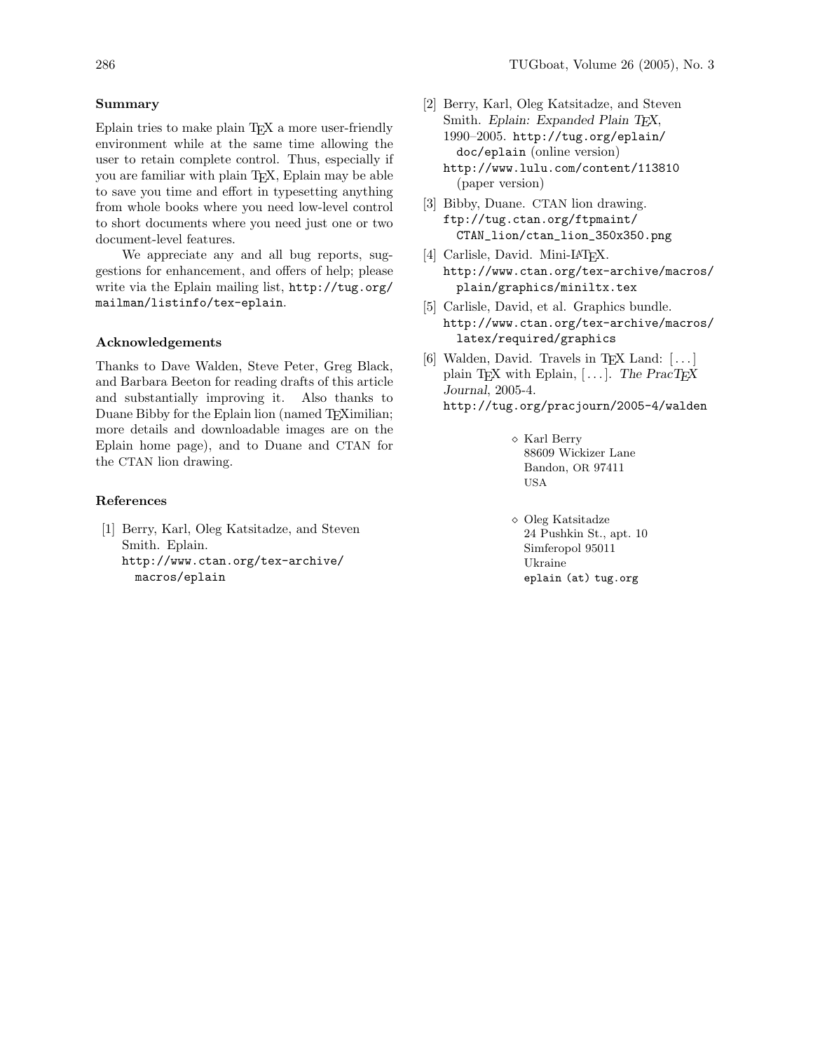### Summary

Eplain tries to make plain TEX a more user-friendly environment while at the same time allowing the user to retain complete control. Thus, especially if you are familiar with plain TEX, Eplain may be able to save you time and effort in typesetting anything from whole books where you need low-level control to short documents where you need just one or two document-level features.

We appreciate any and all bug reports, suggestions for enhancement, and offers of help; please write via the Eplain mailing list, `http://tug.org/mailman/listinfo/tex-eplain`.

### Acknowledgements

Thanks to Dave Walden, Steve Peter, Greg Black, and Barbara Beeton for reading drafts of this article and substantially improving it. Also thanks to Duane Bibby for the Eplain lion (named TEXimilian; more details and downloadable images are on the Eplain home page), and to Duane and CTAN for the CTAN lion drawing.

### References

[1] Berry, Karl, Oleg Katsitadze, and Steven Smith. Eplain. `http://www.ctan.org/tex-archive/macros/eplain`

[2] Berry, Karl, Oleg Katsitadze, and Steven Smith. *Eplain: Expanded Plain TEX*, 1990–2005. `http://tug.org/eplain/doc/eplain` (online version) `http://www.lulu.com/content/113810` (paper version)

[3] Bibby, Duane. CTAN lion drawing. `ftp://tug.ctan.org/ftpmaint/CTAN_lion/ctan_lion_350x350.png`

[4] Carlisle, David. Mini-LATEX. `http://www.ctan.org/tex-archive/macros/plain/graphics/miniltx.tex`

[5] Carlisle, David, et al. Graphics bundle. `http://www.ctan.org/tex-archive/macros/latex/required/graphics`

[6] Walden, David. Travels in TEX Land: [...] plain TEX with Eplain, [...]. *The PracTEX Journal*, 2005-4. `http://tug.org/pracjourn/2005-4/walden`

◇ Karl Berry  
88609 Wickizer Lane  
Bandon, OR 97411  
USA

◇ Oleg Katsitadze  
24 Pushkin St., apt. 10  
Simferopol 95011  
Ukraine  
`eplain (at) tug.org`